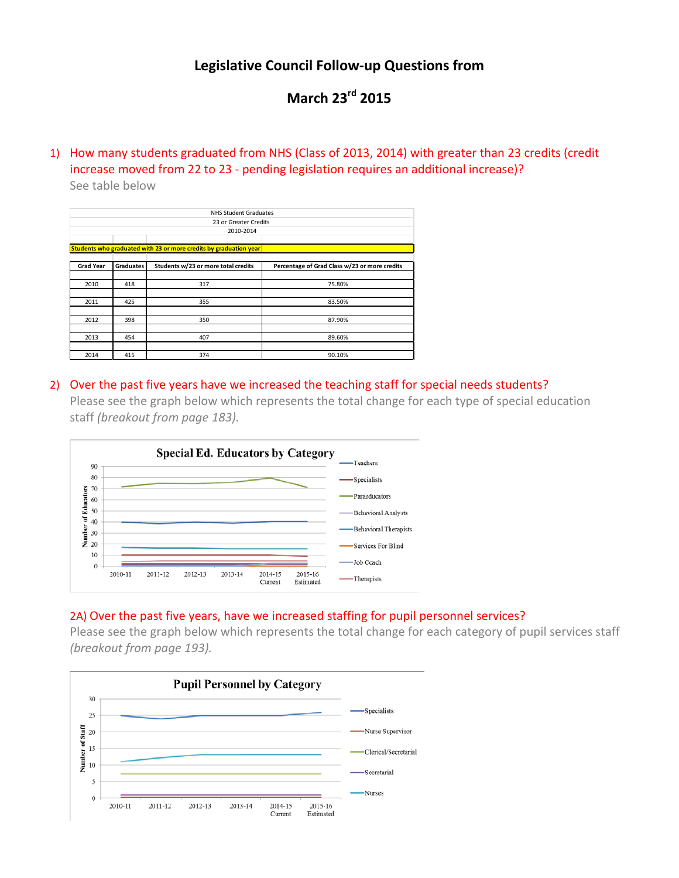# Legislative Council Follow-up Questions from

# March 23rd 2015

1) How many students graduated from NHS (Class of 2013, 2014) with greater than 23 credits (credit increase moved from 22 to 23 - pending legislation requires an additional increase)?

See table below

NHS Student Graduates
23 or Greater Credits
2010-2014

**Students who graduated with 23 or more credits by graduation year**

| Grad Year | Graduates | Students w/23 or more total credits | Percentage of Grad Class w/23 or more credits |
|---|---|---|---|
| 2010 | 418 | 317 | 75.80% |
| 2011 | 425 | 355 | 83.50% |
| 2012 | 398 | 350 | 87.90% |
| 2013 | 454 | 407 | 89.60% |
| 2014 | 415 | 374 | 90.10% |

2) Over the past five years have we increased the teaching staff for special needs students?

Please see the graph below which represents the total change for each type of special education staff *(breakout from page 183).*

**Special Ed. Educators by Category**

Number of Educators (0–90); 2010-11, 2011-12, 2012-13, 2013-14, 2014-15 Current, 2015-16 Estimated

Legend: Teachers, Specialists, Paraeducators, Behavioral Analysts, Behavioral Therapists, Services For Blind, Job Coach, Therapists

2A) Over the past five years, have we increased staffing for pupil personnel services?

Please see the graph below which represents the total change for each category of pupil services staff *(breakout from page 193).*

**Pupil Personnel by Category**

Number of Staff (0–30); 2010-11, 2011-12, 2012-13, 2013-14, 2014-15 Current, 2015-16 Estimated

Legend: Specialists, Nurse Supervisor, Clerical/Secretarial, Secretarial, Nurses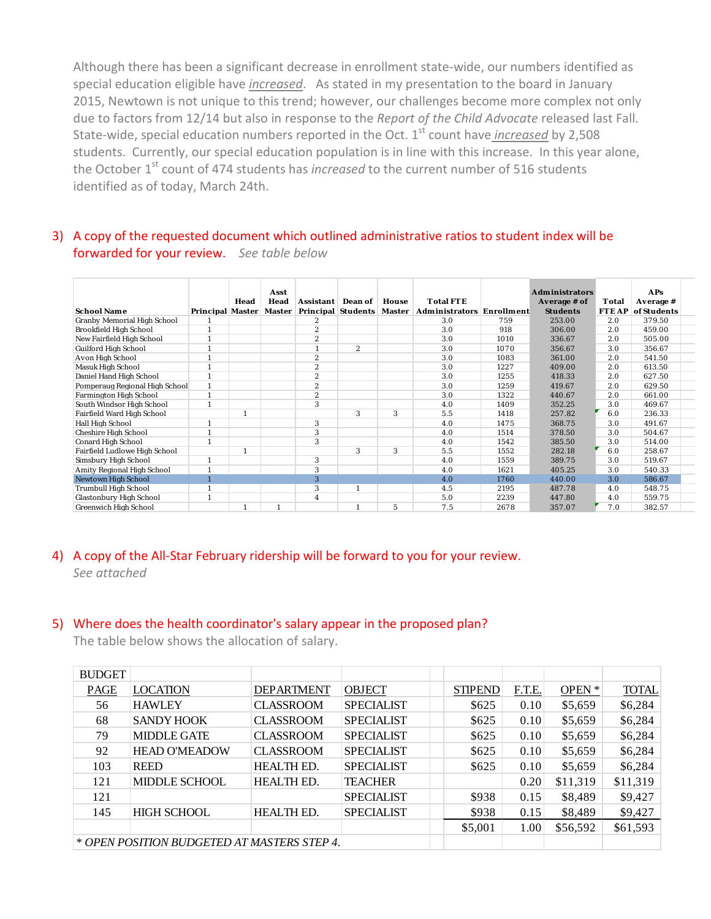Although there has been a significant decrease in enrollment state-wide, our numbers identified as special education eligible have *increased*. As stated in my presentation to the board in January 2015, Newtown is not unique to this trend; however, our challenges become more complex not only due to factors from 12/14 but also in response to the *Report of the Child Advocate* released last Fall. State-wide, special education numbers reported in the Oct. 1st count have *increased* by 2,508 students. Currently, our special education population is in line with this increase. In this year alone, the October 1st count of 474 students has *increased* to the current number of 516 students identified as of today, March 24th.

3) A copy of the requested document which outlined administrative ratios to student index will be forwarded for your review. *See table below*

| School Name | Principal | Head Master | Asst Head Master | Assistant Principal | Dean of Students | House Master | Total FTE Administrators | Enrollment | Administrators Average # of Students | Total FTE AP | APs Average # of Students |
|---|---|---|---|---|---|---|---|---|---|---|---|
| Granby Memorial High School | 1 | | | 2 | | | 3.0 | 759 | 253.00 | 2.0 | 379.50 |
| Brookfield High School | 1 | | | 2 | | | 3.0 | 918 | 306.00 | 2.0 | 459.00 |
| New Fairfield High School | 1 | | | 2 | | | 3.0 | 1010 | 336.67 | 2.0 | 505.00 |
| Guilford High School | 1 | | | 1 | 2 | | 3.0 | 1070 | 356.67 | 3.0 | 356.67 |
| Avon High School | 1 | | | 2 | | | 3.0 | 1083 | 361.00 | 2.0 | 541.50 |
| Masuk High School | 1 | | | 2 | | | 3.0 | 1227 | 409.00 | 2.0 | 613.50 |
| Daniel Hand High School | 1 | | | 2 | | | 3.0 | 1255 | 418.33 | 2.0 | 627.50 |
| Pomperaug Regional High School | 1 | | | 2 | | | 3.0 | 1259 | 419.67 | 2.0 | 629.50 |
| Farmington High School | 1 | | | 2 | | | 3.0 | 1322 | 440.67 | 2.0 | 661.00 |
| South Windsor High School | 1 | | | 3 | | | 4.0 | 1409 | 352.25 | 3.0 | 469.67 |
| Fairfield Ward High School | | 1 | | | 3 | 3 | 5.5 | 1418 | 257.82 | 6.0 | 236.33 |
| Hall High School | 1 | | | 3 | | | 4.0 | 1475 | 368.75 | 3.0 | 491.67 |
| Cheshire High School | 1 | | | 3 | | | 4.0 | 1514 | 378.50 | 3.0 | 504.67 |
| Conard High School | 1 | | | 3 | | | 4.0 | 1542 | 385.50 | 3.0 | 514.00 |
| Fairfield Ludlowe High School | | 1 | | | 3 | 3 | 5.5 | 1552 | 282.18 | 6.0 | 258.67 |
| Simsbury High School | 1 | | | 3 | | | 4.0 | 1559 | 389.75 | 3.0 | 519.67 |
| Amity Regional High School | 1 | | | 3 | | | 4.0 | 1621 | 405.25 | 3.0 | 540.33 |
| Newtown High School | 1 | | | 3 | | | 4.0 | 1760 | 440.00 | 3.0 | 586.67 |
| Trumbull High School | 1 | | | 3 | 1 | | 4.5 | 2195 | 487.78 | 4.0 | 548.75 |
| Glastonbury High School | 1 | | | 4 | | | 5.0 | 2239 | 447.80 | 4.0 | 559.75 |
| Greenwich High School | | 1 | 1 | | 1 | 5 | 7.5 | 2678 | 357.07 | 7.0 | 382.57 |

4) A copy of the All-Star February ridership will be forward to you for your review. *See attached*

5) Where does the health coordinator's salary appear in the proposed plan?
The table below shows the allocation of salary.

| BUDGET PAGE | LOCATION | DEPARTMENT | OBJECT | STIPEND | F.T.E. | OPEN * | TOTAL |
|---|---|---|---|---|---|---|---|
| 56 | HAWLEY | CLASSROOM | SPECIALIST | $625 | 0.10 | $5,659 | $6,284 |
| 68 | SANDY HOOK | CLASSROOM | SPECIALIST | $625 | 0.10 | $5,659 | $6,284 |
| 79 | MIDDLE GATE | CLASSROOM | SPECIALIST | $625 | 0.10 | $5,659 | $6,284 |
| 92 | HEAD O'MEADOW | CLASSROOM | SPECIALIST | $625 | 0.10 | $5,659 | $6,284 |
| 103 | REED | HEALTH ED. | SPECIALIST | $625 | 0.10 | $5,659 | $6,284 |
| 121 | MIDDLE SCHOOL | HEALTH ED. | TEACHER | | 0.20 | $11,319 | $11,319 |
| 121 | | | SPECIALIST | $938 | 0.15 | $8,489 | $9,427 |
| 145 | HIGH SCHOOL | HEALTH ED. | SPECIALIST | $938 | 0.15 | $8,489 | $9,427 |
| | | | | $5,001 | 1.00 | $56,592 | $61,593 |

*\* OPEN POSITION BUDGETED AT MASTERS STEP 4.*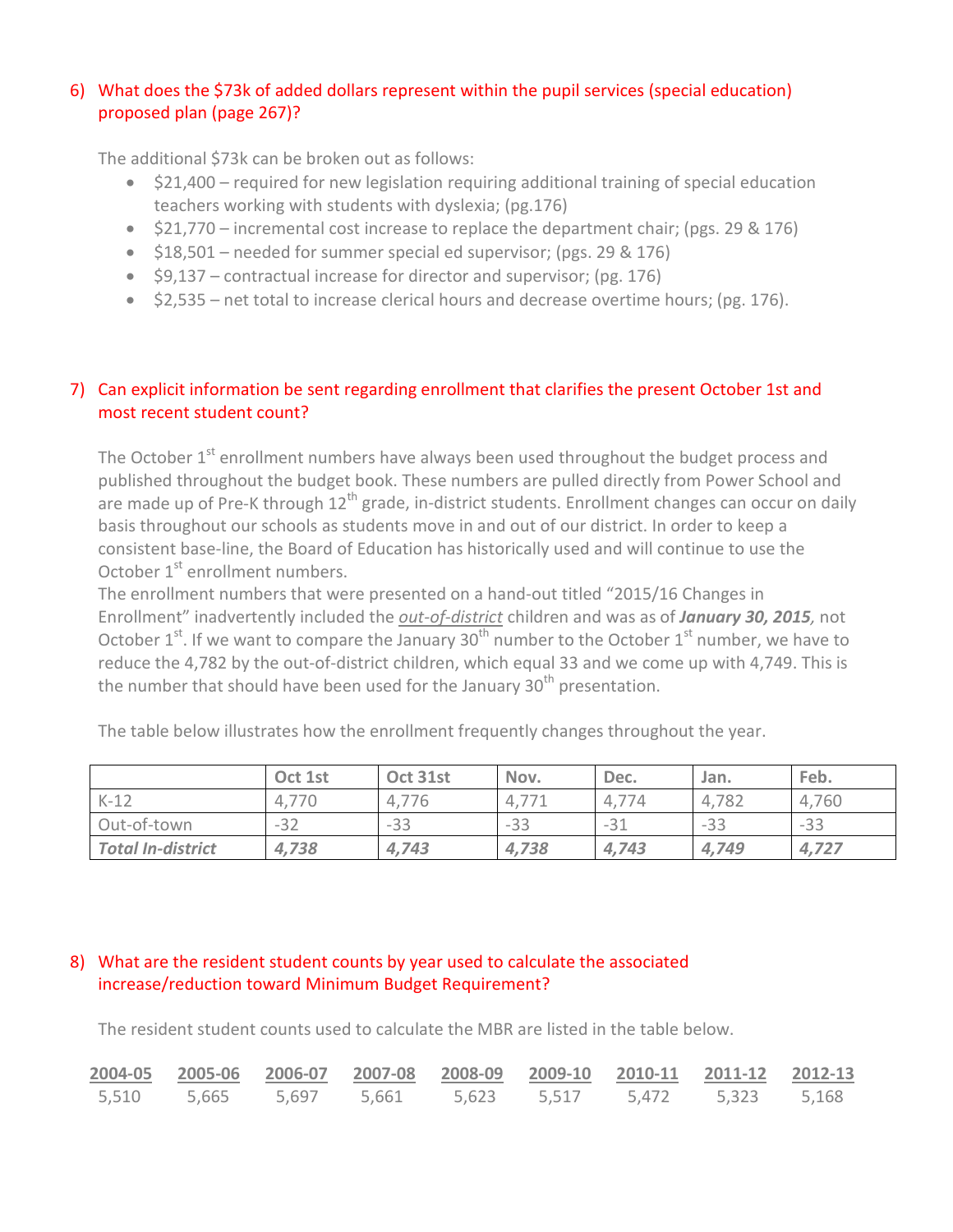6) What does the $73k of added dollars represent within the pupil services (special education) proposed plan (page 267)?

The additional $73k can be broken out as follows:

- $21,400 – required for new legislation requiring additional training of special education teachers working with students with dyslexia; (pg.176)
- $21,770 – incremental cost increase to replace the department chair; (pgs. 29 & 176)
- $18,501 – needed for summer special ed supervisor; (pgs. 29 & 176)
- $9,137 – contractual increase for director and supervisor; (pg. 176)
- $2,535 – net total to increase clerical hours and decrease overtime hours; (pg. 176).

7) Can explicit information be sent regarding enrollment that clarifies the present October 1st and most recent student count?

The October 1st enrollment numbers have always been used throughout the budget process and published throughout the budget book. These numbers are pulled directly from Power School and are made up of Pre-K through 12th grade, in-district students. Enrollment changes can occur on daily basis throughout our schools as students move in and out of our district. In order to keep a consistent base-line, the Board of Education has historically used and will continue to use the October 1st enrollment numbers.

The enrollment numbers that were presented on a hand-out titled "2015/16 Changes in Enrollment" inadvertently included the _out-of-district_ children and was as of ***January 30, 2015***, not October 1st. If we want to compare the January 30th number to the October 1st number, we have to reduce the 4,782 by the out-of-district children, which equal 33 and we come up with 4,749. This is the number that should have been used for the January 30th presentation.

The table below illustrates how the enrollment frequently changes throughout the year.

| | Oct 1st | Oct 31st | Nov. | Dec. | Jan. | Feb. |
|---|---|---|---|---|---|---|
| K-12 | 4,770 | 4,776 | 4,771 | 4,774 | 4,782 | 4,760 |
| Out-of-town | -32 | -33 | -33 | -31 | -33 | -33 |
| ***Total In-district*** | ***4,738*** | ***4,743*** | ***4,738*** | ***4,743*** | ***4,749*** | ***4,727*** |

8) What are the resident student counts by year used to calculate the associated increase/reduction toward Minimum Budget Requirement?

The resident student counts used to calculate the MBR are listed in the table below.

| 2004-05 | 2005-06 | 2006-07 | 2007-08 | 2008-09 | 2009-10 | 2010-11 | 2011-12 | 2012-13 |
|---|---|---|---|---|---|---|---|---|
| 5,510 | 5,665 | 5,697 | 5,661 | 5,623 | 5,517 | 5,472 | 5,323 | 5,168 |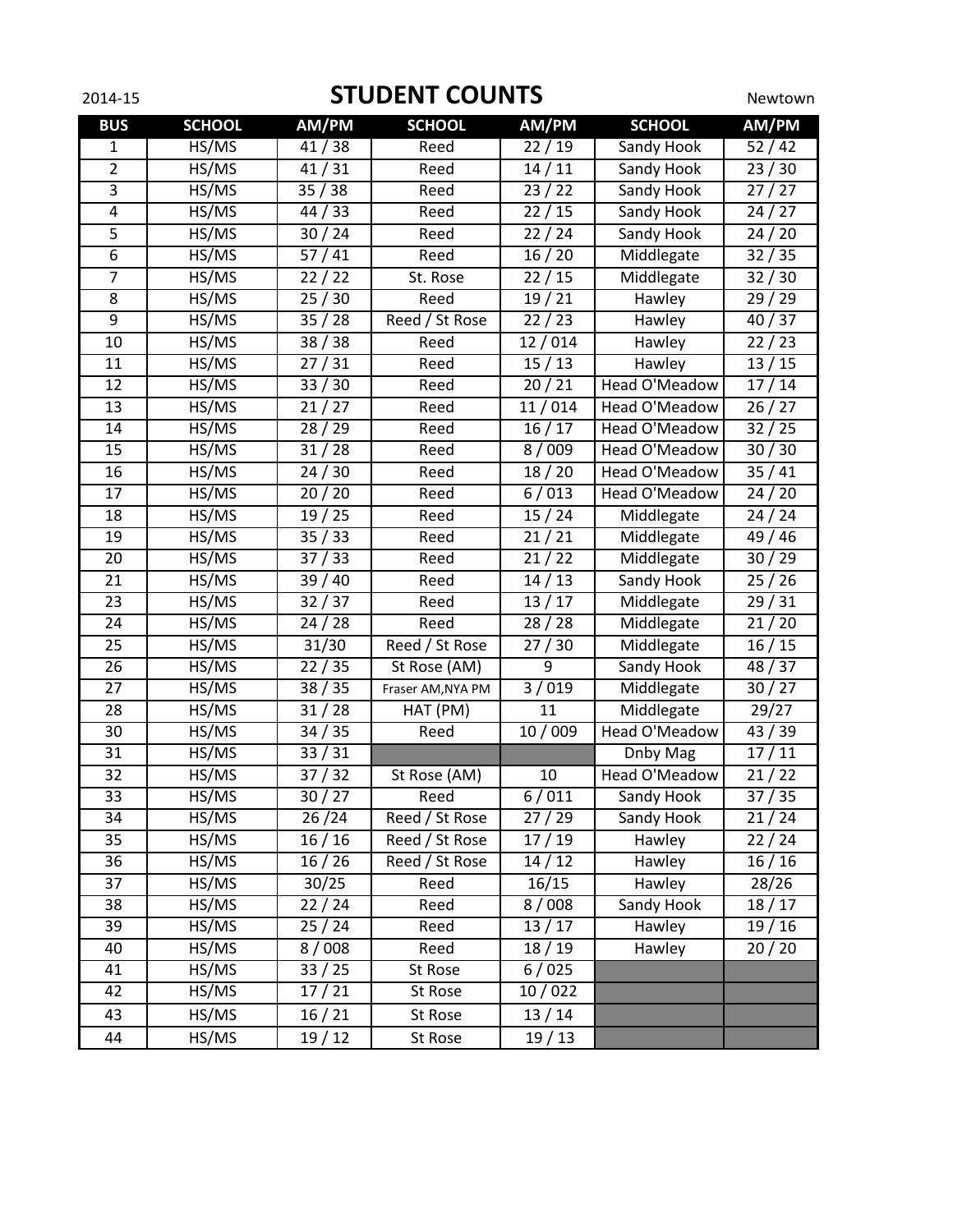2014-15

# STUDENT COUNTS

Newtown

| BUS | SCHOOL | AM/PM | SCHOOL | AM/PM | SCHOOL | AM/PM |
|---|---|---|---|---|---|---|
| 1 | HS/MS | 41 / 38 | Reed | 22 / 19 | Sandy Hook | 52 / 42 |
| 2 | HS/MS | 41 / 31 | Reed | 14 / 11 | Sandy Hook | 23 / 30 |
| 3 | HS/MS | 35 / 38 | Reed | 23 / 22 | Sandy Hook | 27 / 27 |
| 4 | HS/MS | 44 / 33 | Reed | 22 / 15 | Sandy Hook | 24 / 27 |
| 5 | HS/MS | 30 / 24 | Reed | 22 / 24 | Sandy Hook | 24 / 20 |
| 6 | HS/MS | 57 / 41 | Reed | 16 / 20 | Middlegate | 32 / 35 |
| 7 | HS/MS | 22 / 22 | St. Rose | 22 / 15 | Middlegate | 32 / 30 |
| 8 | HS/MS | 25 / 30 | Reed | 19 / 21 | Hawley | 29 / 29 |
| 9 | HS/MS | 35 / 28 | Reed / St Rose | 22 / 23 | Hawley | 40 / 37 |
| 10 | HS/MS | 38 / 38 | Reed | 12 / 014 | Hawley | 22 / 23 |
| 11 | HS/MS | 27 / 31 | Reed | 15 / 13 | Hawley | 13 / 15 |
| 12 | HS/MS | 33 / 30 | Reed | 20 / 21 | Head O'Meadow | 17 / 14 |
| 13 | HS/MS | 21 / 27 | Reed | 11 / 014 | Head O'Meadow | 26 / 27 |
| 14 | HS/MS | 28 / 29 | Reed | 16 / 17 | Head O'Meadow | 32 / 25 |
| 15 | HS/MS | 31 / 28 | Reed | 8 / 009 | Head O'Meadow | 30 / 30 |
| 16 | HS/MS | 24 / 30 | Reed | 18 / 20 | Head O'Meadow | 35 / 41 |
| 17 | HS/MS | 20 / 20 | Reed | 6 / 013 | Head O'Meadow | 24 / 20 |
| 18 | HS/MS | 19 / 25 | Reed | 15 / 24 | Middlegate | 24 / 24 |
| 19 | HS/MS | 35 / 33 | Reed | 21 / 21 | Middlegate | 49 / 46 |
| 20 | HS/MS | 37 / 33 | Reed | 21 / 22 | Middlegate | 30 / 29 |
| 21 | HS/MS | 39 / 40 | Reed | 14 / 13 | Sandy Hook | 25 / 26 |
| 23 | HS/MS | 32 / 37 | Reed | 13 / 17 | Middlegate | 29 / 31 |
| 24 | HS/MS | 24 / 28 | Reed | 28 / 28 | Middlegate | 21 / 20 |
| 25 | HS/MS | 31/30 | Reed / St Rose | 27 / 30 | Middlegate | 16 / 15 |
| 26 | HS/MS | 22 / 35 | St Rose (AM) | 9 | Sandy Hook | 48 / 37 |
| 27 | HS/MS | 38 / 35 | Fraser AM,NYA PM | 3 / 019 | Middlegate | 30 / 27 |
| 28 | HS/MS | 31 / 28 | HAT (PM) | 11 | Middlegate | 29/27 |
| 30 | HS/MS | 34 / 35 | Reed | 10 / 009 | Head O'Meadow | 43 / 39 |
| 31 | HS/MS | 33 / 31 | | | Dnby Mag | 17 / 11 |
| 32 | HS/MS | 37 / 32 | St Rose (AM) | 10 | Head O'Meadow | 21 / 22 |
| 33 | HS/MS | 30 / 27 | Reed | 6 / 011 | Sandy Hook | 37 / 35 |
| 34 | HS/MS | 26 /24 | Reed / St Rose | 27 / 29 | Sandy Hook | 21 / 24 |
| 35 | HS/MS | 16 / 16 | Reed / St Rose | 17 / 19 | Hawley | 22 / 24 |
| 36 | HS/MS | 16 / 26 | Reed / St Rose | 14 / 12 | Hawley | 16 / 16 |
| 37 | HS/MS | 30/25 | Reed | 16/15 | Hawley | 28/26 |
| 38 | HS/MS | 22 / 24 | Reed | 8 / 008 | Sandy Hook | 18 / 17 |
| 39 | HS/MS | 25 / 24 | Reed | 13 / 17 | Hawley | 19 / 16 |
| 40 | HS/MS | 8 / 008 | Reed | 18 / 19 | Hawley | 20 / 20 |
| 41 | HS/MS | 33 / 25 | St Rose | 6 / 025 | | |
| 42 | HS/MS | 17 / 21 | St Rose | 10 / 022 | | |
| 43 | HS/MS | 16 / 21 | St Rose | 13 / 14 | | |
| 44 | HS/MS | 19 / 12 | St Rose | 19 / 13 | | |